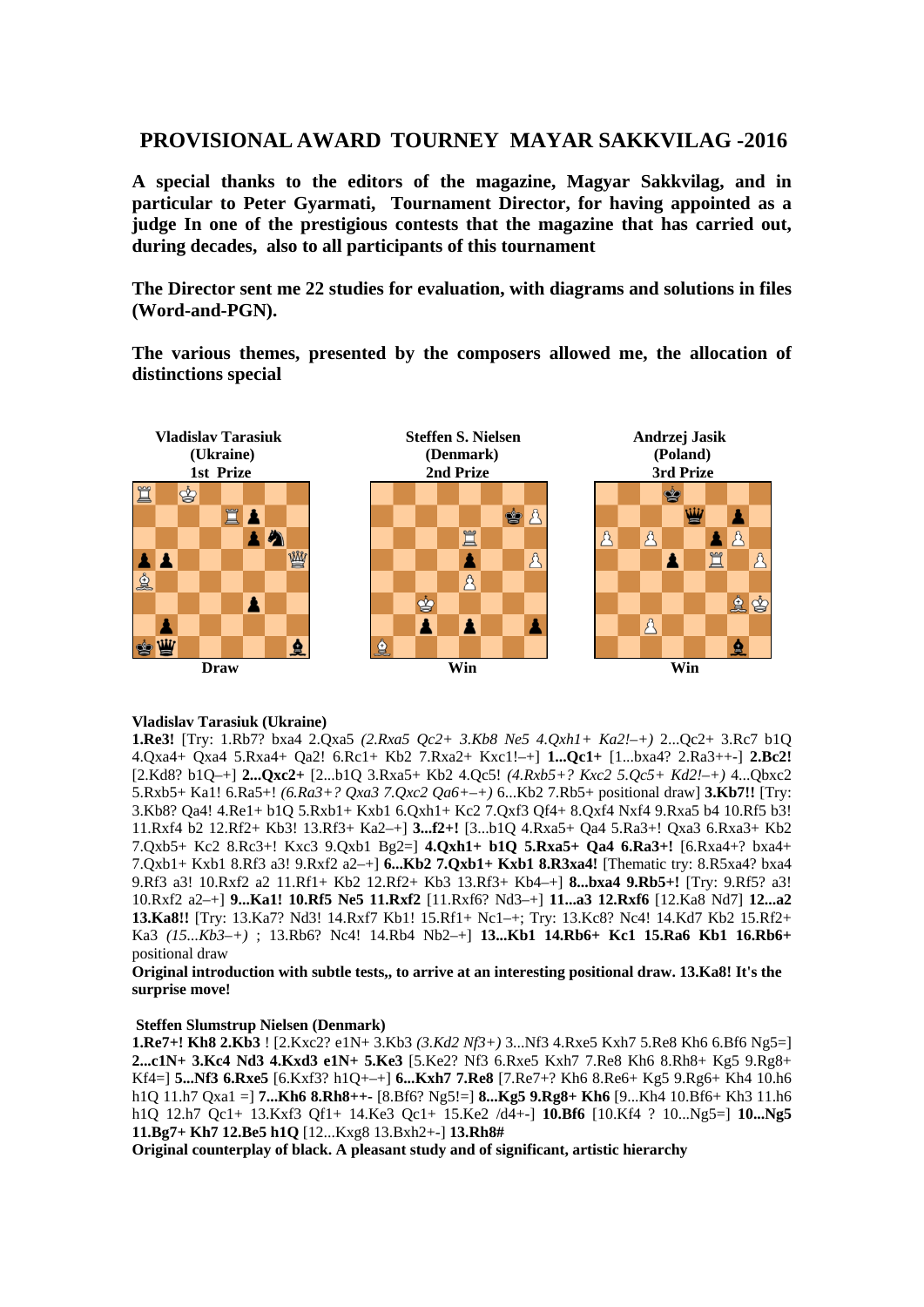## PROVISIONAL AWARD TOURNEY MAYAR SAKKVILAG -2016

**A special thanks to the editors of the magazine, Magyar Sakkvilag, and in particular to Peter Gyarmati, Tournament Director, for having appointed as a judge In one of the prestigious contests that the magazine that has carried out, during decades, also to all participants of this tournament**

**The Director sent me 22 studies for evaluation, with diagrams and solutions in files (Word-and-PGN).**

**The various themes, presented by the composers allowed me, the allocation of distinctions special**

| **Vladislav Tarasiuk (Ukraine) 1st Prize** | **Steffen S. Nielsen (Denmark) 2nd Prize** | **Andrzej Jasik (Poland) 3rd Prize** |
|---|---|---|
| Draw | Win | Win |

**Vladislav Tarasiuk (Ukraine)**

**1.Re3!** [Try: 1.Rb7? bxa4 2.Qxa5 *(2.Rxa5 Qc2+ 3.Kb8 Ne5 4.Qxh1+ Ka2!–+)* 2...Qc2+ 3.Rc7 b1Q 4.Qxa4+ Qxa4 5.Rxa4+ Qa2! 6.Rc1+ Kb2 7.Rxa2+ Kxc1!–+] **1...Qc1+** [1...bxa4? 2.Ra3++-] **2.Bc2!** [2.Kd8? b1Q–+] **2...Qxc2+** [2...b1Q 3.Rxa5+ Kb2 4.Qc5! *(4.Rxb5+? Kxc2 5.Qc5+ Kd2!–+)* 4...Qbxc2 5.Rxb5+ Ka1! 6.Ra5+! *(6.Ra3+? Qxa3 7.Qxc2 Qa6+–+)* 6...Kb2 7.Rb5+ positional draw] **3.Kb7!!** [Try: 3.Kb8? Qa4! 4.Re1+ b1Q 5.Rxb1+ Kxb1 6.Qxh1+ Kc2 7.Qxf3 Qf4+ 8.Qxf4 Nxf4 9.Rxa5 b4 10.Rf5 b3! 11.Rxf4 b2 12.Rf2+ Kb3! 13.Rf3+ Ka2–+] **3...f2+!** [3...b1Q 4.Rxa5+ Qa4 5.Ra3+! Qxa3 6.Rxa3+ Kb2 7.Qxb5+ Kc2 8.Rc3+! Kxc3 9.Qxb1 Bg2=] **4.Qxh1+ b1Q 5.Rxa5+ Qa4 6.Ra3+!** [6.Rxa4+? bxa4+ 7.Qxb1+ Kxb1 8.Rf3 a3! 9.Rxf2 a2–+] **6...Kb2 7.Qxb1+ Kxb1 8.R3xa4!** [Thematic try: 8.R5xa4? bxa4 9.Rf3 a3! 10.Rxf2 a2 11.Rf1+ Kb2 12.Rf2+ Kb3 13.Rf3+ Kb4–+] **8...bxa4 9.Rb5+!** [Try: 9.Rf5? a3! 10.Rxf2 a2–+] **9...Ka1! 10.Rf5 Ne5 11.Rxf2** [11.Rxf6? Nd3–+] **11...a3 12.Rxf6** [12.Ka8 Nd7] **12...a2 13.Ka8!!** [Try: 13.Ka7? Nd3! 14.Rxf7 Kb1! 15.Rf1+ Nc1–+; Try: 13.Kc8? Nc4! 14.Kd7 Kb2 15.Rf2+ Ka3 *(15...Kb3–+)* ; 13.Rb6? Nc4! 14.Rb4 Nb2–+] **13...Kb1 14.Rb6+ Kc1 15.Ra6 Kb1 16.Rb6+** positional draw

**Original introduction with subtle tests,, to arrive at an interesting positional draw. 13.Ka8! It's the surprise move!**

**Steffen Slumstrup Nielsen (Denmark)**

**1.Re7+! Kh8 2.Kb3** ! [2.Kxc2? e1N+ 3.Kb3 *(3.Kd2 Nf3+)* 3...Nf3 4.Rxe5 Kxh7 5.Re8 Kh6 6.Bf6 Ng5=] **2...c1N+ 3.Kc4 Nd3 4.Kxd3 e1N+ 5.Ke3** [5.Ke2? Nf3 6.Rxe5 Kxh7 7.Re8 Kh6 8.Rh8+ Kg5 9.Rg8+ Kf4=] **5...Nf3 6.Rxe5** [6.Kxf3? h1Q+–+] **6...Kxh7 7.Re8** [7.Re7+? Kh6 8.Re6+ Kg5 9.Rg6+ Kh4 10.h6 h1Q 11.h7 Qxa1 =] **7...Kh6 8.Rh8++-** [8.Bf6? Ng5!=] **8...Kg5 9.Rg8+ Kh6** [9...Kh4 10.Bf6+ Kh3 11.h6 h1Q 12.h7 Qc1+ 13.Kxf3 Qf1+ 14.Ke3 Qc1+ 15.Ke2 /d4+-] **10.Bf6** [10.Kf4 ? 10...Ng5=] **10...Ng5 11.Bg7+ Kh7 12.Be5 h1Q** [12...Kxg8 13.Bxh2+-] **13.Rh8#**

**Original counterplay of black. A pleasant study and of significant, artistic hierarchy**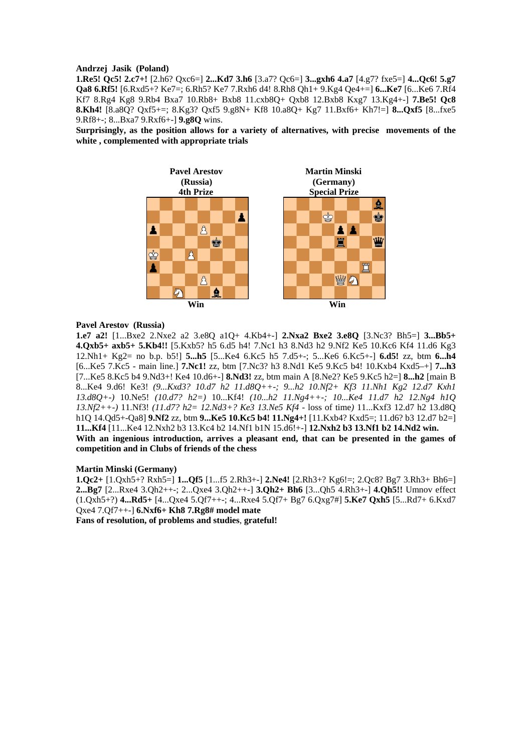**Andrzej Jasik (Poland)**

**1.Re5! Qc5! 2.c7+!** [2.h6? Qxc6=] **2...Kd7 3.h6** [3.a7? Qc6=] **3...gxh6 4.a7** [4.g7? fxe5=] **4...Qc6! 5.g7 Qa8 6.Rf5!** [6.Rxd5+? Ke7=; 6.Rh5? Ke7 7.Rxh6 d4! 8.Rh8 Qh1+ 9.Kg4 Qe4+=] **6...Ke7** [6...Ke6 7.Rf4 Kf7 8.Rg4 Kg8 9.Rb4 Bxa7 10.Rb8+ Bxb8 11.cxb8Q+ Qxb8 12.Bxb8 Kxg7 13.Kg4+-] **7.Be5! Qc8 8.Kh4!** [8.a8Q? Qxf5+=; 8.Kg3? Qxf5 9.g8N+ Kf8 10.a8Q+ Kg7 11.Bxf6+ Kh7!=] **8...Qxf5** [8...fxe5 9.Rf8+-; 8...Bxa7 9.Rxf6+-] **9.g8Q** wins.

**Surprisingly, as the position allows for a variety of alternatives, with precise movements of the white , complemented with appropriate trials**

**Pavel Arestov (Russia)**
**4th Prize**

Win

**Martin Minski (Germany)**
**Special Prize**

Win

**Pavel Arestov (Russia)**

**1.e7 a2!** [1...Bxe2 2.Nxe2 a2 3.e8Q a1Q+ 4.Kb4+-] **2.Nxa2 Bxe2 3.e8Q** [3.Nc3? Bh5=] **3...Bb5+ 4.Qxb5+ axb5+ 5.Kb4!!** [5.Kxb5? h5 6.d5 h4! 7.Nc1 h3 8.Nd3 h2 9.Nf2 Ke5 10.Kc6 Kf4 11.d6 Kg3 12.Nh1+ Kg2= no b.p. b5!] **5...h5** [5...Ke4 6.Kc5 h5 7.d5+-; 5...Ke6 6.Kc5+-] **6.d5!** zz, btm **6...h4** [6...Ke5 7.Kc5 - main line.] **7.Nc1!** zz, btm [7.Nc3? h3 8.Nd1 Ke5 9.Kc5 b4! 10.Kxb4 Kxd5–+] **7...h3** [7...Ke5 8.Kc5 b4 9.Nd3+! Ke4 10.d6+-] **8.Nd3!** zz, btm main A [8.Ne2? Ke5 9.Kc5 h2=] **8...h2** [main B 8...Ke4 9.d6! Ke3! *(9...Kxd3? 10.d7 h2 11.d8Q++-; 9...h2 10.Nf2+ Kf3 11.Nh1 Kg2 12.d7 Kxh1 13.d8Q+-)* 10.Ne5! *(10.d7? h2=)* 10...Kf4! *(10...h2 11.Ng4++-; 10...Ke4 11.d7 h2 12.Ng4 h1Q 13.Nf2++-)* 11.Nf3! *(11.d7? h2= 12.Nd3+? Ke3 13.Ne5 Kf4* - loss of time*)* 11...Kxf3 12.d7 h2 13.d8Q h1Q 14.Qd5+-Qa8] **9.Nf2** zz, btm **9...Ke5 10.Kc5 b4! 11.Ng4+!** [11.Kxb4? Kxd5=; 11.d6? b3 12.d7 b2=] **11...Kf4** [11...Ke4 12.Nxh2 b3 13.Kc4 b2 14.Nf1 b1N 15.d6!+-] **12.Nxh2 b3 13.Nf1 b2 14.Nd2 win.**

**With an ingenious introduction, arrives a pleasant end, that can be presented in the games of competition and in Clubs of friends of the chess**

**Martin Minski (Germany)**

**1.Qc2+** [1.Qxh5+? Rxh5=] **1...Qf5** [1...f5 2.Rh3+-] **2.Ne4!** [2.Rh3+? Kg6!=; 2.Qc8? Bg7 3.Rh3+ Bh6=] **2...Bg7** [2...Rxe4 3.Qh2++-; 2...Qxe4 3.Qh2++-] **3.Qh2+ Bh6** [3...Qh5 4.Rh3+-] **4.Qh5!!** Umnov effect (1.Qxh5+?) **4...Rd5+** [4...Qxe4 5.Qf7++-; 4...Rxe4 5.Qf7+ Bg7 6.Qxg7#] **5.Ke7 Qxh5** [5...Rd7+ 6.Kxd7 Qxe4 7.Qf7++-] **6.Nxf6+ Kh8 7.Rg8# model mate**

**Fans of resolution, of problems and studies, grateful!**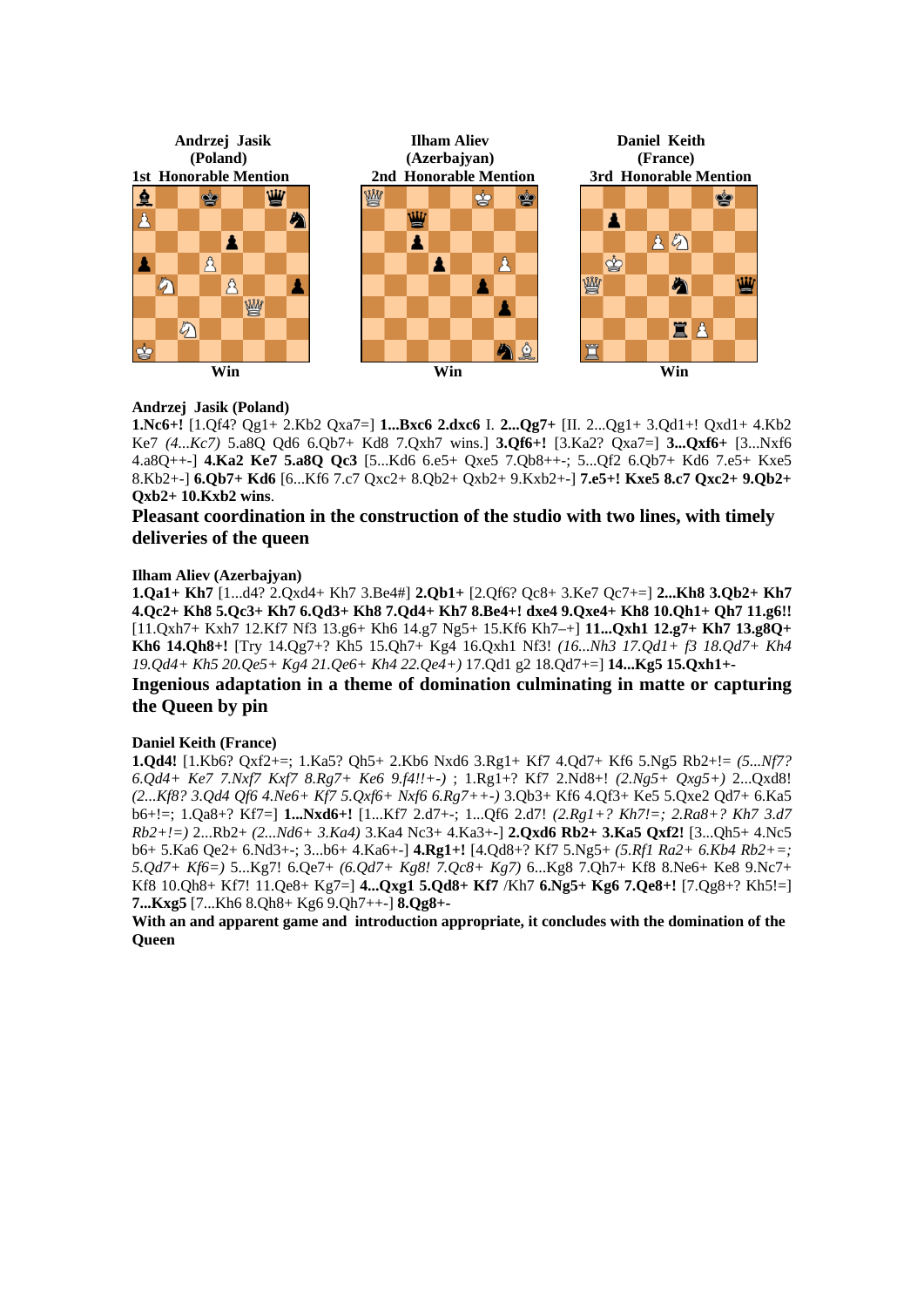| Andrzej Jasik (Poland) 1st Honorable Mention | Ilham Aliev (Azerbajyan) 2nd Honorable Mention | Daniel Keith (France) 3rd Honorable Mention |
|---|---|---|
| Win | Win | Win |

**Andrzej Jasik (Poland)**

**1.Nc6+!** [1.Qf4? Qg1+ 2.Kb2 Qxa7=] **1...Bxc6 2.dxc6** I. **2...Qg7+** [II. 2...Qg1+ 3.Qd1+! Qxd1+ 4.Kb2 Ke7 *(4...Kc7)* 5.a8Q Qd6 6.Qb7+ Kd8 7.Qxh7 wins.] **3.Qf6+!** [3.Ka2? Qxa7=] **3...Qxf6+** [3...Nxf6 4.a8Q++-] **4.Ka2 Ke7 5.a8Q Qc3** [5...Kd6 6.e5+ Qxe5 7.Qb8++-; 5...Qf2 6.Qb7+ Kd6 7.e5+ Kxe5 8.Kb2+-] **6.Qb7+ Kd6** [6...Kf6 7.c7 Qxc2+ 8.Qb2+ Qxb2+ 9.Kxb2+-] **7.e5+! Kxe5 8.c7 Qxc2+ 9.Qb2+ Qxb2+ 10.Kxb2 wins**.

**Pleasant coordination in the construction of the studio with two lines, with timely deliveries of the queen**

**Ilham Aliev (Azerbajyan)**

**1.Qa1+ Kh7** [1...d4? 2.Qxd4+ Kh7 3.Be4#] **2.Qb1+** [2.Qf6? Qc8+ 3.Ke7 Qc7+=] **2...Kh8 3.Qb2+ Kh7 4.Qc2+ Kh8 5.Qc3+ Kh7 6.Qd3+ Kh8 7.Qd4+ Kh7 8.Be4+! dxe4 9.Qxe4+ Kh8 10.Qh1+ Qh7 11.g6!!** [11.Qxh7+ Kxh7 12.Kf7 Nf3 13.g6+ Kh6 14.g7 Ng5+ 15.Kf6 Kh7–+] **11...Qxh1 12.g7+ Kh7 13.g8Q+ Kh6 14.Qh8+!** [Try 14.Qg7+? Kh5 15.Qh7+ Kg4 16.Qxh1 Nf3! *(16...Nh3 17.Qd1+ f3 18.Qd7+ Kh4 19.Qd4+ Kh5 20.Qe5+ Kg4 21.Qe6+ Kh4 22.Qe4+)* 17.Qd1 g2 18.Qd7+=] **14...Kg5 15.Qxh1+-**

**Ingenious adaptation in a theme of domination culminating in matte or capturing the Queen by pin**

**Daniel Keith (France)**

**1.Qd4!** [1.Kb6? Qxf2+=; 1.Ka5? Qh5+ 2.Kb6 Nxd6 3.Rg1+ Kf7 4.Qd7+ Kf6 5.Ng5 Rb2+!= *(5...Nf7? 6.Qd4+ Ke7 7.Nxf7 Kxf7 8.Rg7+ Ke6 9.f4!!+-)* ; 1.Rg1+? Kf7 2.Nd8+! *(2.Ng5+ Qxg5+)* 2...Qxd8! *(2...Kf8? 3.Qd4 Qf6 4.Ne6+ Kf7 5.Qxf6+ Nxf6 6.Rg7++-)* 3.Qb3+ Kf6 4.Qf3+ Ke5 5.Qxe2 Qd7+ 6.Ka5 b6+!=; 1.Qa8+? Kf7=] **1...Nxd6+!** [1...Kf7 2.d7+-; 1...Qf6 2.d7! *(2.Rg1+? Kh7!=; 2.Ra8+? Kh7 3.d7 Rb2+!=)* 2...Rb2+ *(2...Nd6+ 3.Ka4)* 3.Ka4 Nc3+ 4.Ka3+-] **2.Qxd6 Rb2+ 3.Ka5 Qxf2!** [3...Qh5+ 4.Nc5 b6+ 5.Ka6 Qe2+ 6.Nd3+-; 3...b6+ 4.Ka6+-] **4.Rg1+!** [4.Qd8+? Kf7 5.Ng5+ *(5.Rf1 Ra2+ 6.Kb4 Rb2+=; 5.Qd7+ Kf6=)* 5...Kg7! 6.Qe7+ *(6.Qd7+ Kg8! 7.Qc8+ Kg7)* 6...Kg8 7.Qh7+ Kf8 8.Ne6+ Ke8 9.Nc7+ Kf8 10.Qh8+ Kf7! 11.Qe8+ Kg7=] **4...Qxg1 5.Qd8+ Kf7** /Kh7 **6.Ng5+ Kg6 7.Qe8+!** [7.Qg8+? Kh5!=] **7...Kxg5** [7...Kh6 8.Qh8+ Kg6 9.Qh7++-] **8.Qg8+-**

**With an and apparent game and introduction appropriate, it concludes with the domination of the Queen**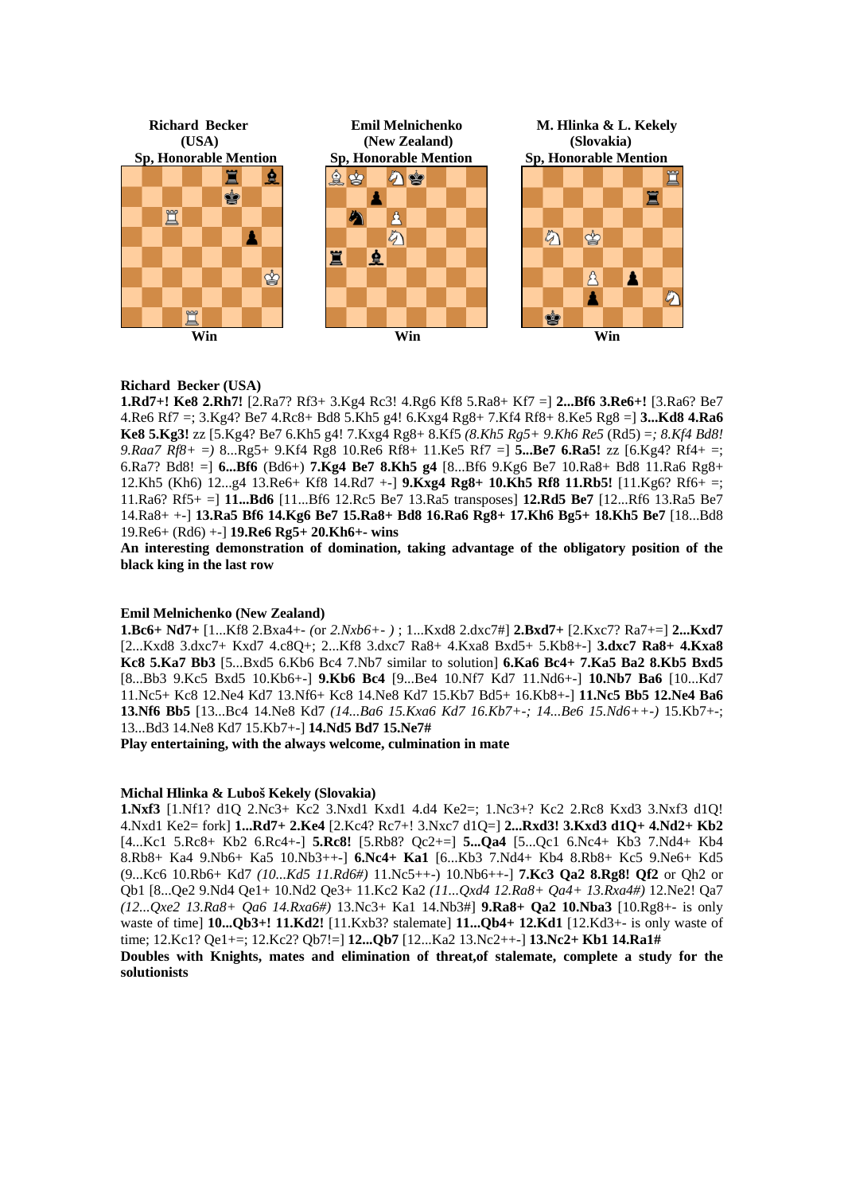**Richard Becker**
**(USA)**
**Sp, Honorable Mention**

**Win**

**Emil Melnichenko**
**(New Zealand)**
**Sp, Honorable Mention**

**Win**

**M. Hlinka & L. Kekely**
**(Slovakia)**
**Sp, Honorable Mention**

**Win**

**Richard Becker (USA)**

**1.Rd7+! Ke8 2.Rh7!** [2.Ra7? Rf3+ 3.Kg4 Rc3! 4.Rg6 Kf8 5.Ra8+ Kf7 =] **2...Bf6 3.Re6+!** [3.Ra6? Be7 4.Re6 Rf7 =; 3.Kg4? Be7 4.Rc8+ Bd8 5.Kh5 g4! 6.Kxg4 Rg8+ 7.Kf4 Rf8+ 8.Ke5 Rg8 =] **3...Kd8 4.Ra6 Ke8 5.Kg3!** zz [5.Kg4? Be7 6.Kh5 g4! 7.Kxg4 Rg8+ 8.Kf5 *(8.Kh5 Rg5+ 9.Kh6 Re5* (Rd5) *=; 8.Kf4 Bd8! 9.Raa7 Rf8+ =)* 8...Rg5+ 9.Kf4 Rg8 10.Re6 Rf8+ 11.Ke5 Rf7 =] **5...Be7 6.Ra5!** zz [6.Kg4? Rf4+ =; 6.Ra7? Bd8! =] **6...Bf6** (Bd6+) **7.Kg4 Be7 8.Kh5 g4** [8...Bf6 9.Kg6 Be7 10.Ra8+ Bd8 11.Ra6 Rg8+ 12.Kh5 (Kh6) 12...g4 13.Re6+ Kf8 14.Rd7 +-] **9.Kxg4 Rg8+ 10.Kh5 Rf8 11.Rb5!** [11.Kg6? Rf6+ =; 11.Ra6? Rf5+ =] **11...Bd6** [11...Bf6 12.Rc5 Be7 13.Ra5 transposes] **12.Rd5 Be7** [12...Rf6 13.Ra5 Be7 14.Ra8+ +-] **13.Ra5 Bf6 14.Kg6 Be7 15.Ra8+ Bd8 16.Ra6 Rg8+ 17.Kh6 Bg5+ 18.Kh5 Be7** [18...Bd8 19.Re6+ (Rd6) +-] **19.Re6 Rg5+ 20.Kh6+- wins**

**An interesting demonstration of domination, taking advantage of the obligatory position of the black king in the last row**

**Emil Melnichenko (New Zealand)**

**1.Bc6+ Nd7+** [1...Kf8 2.Bxa4+- *(or 2.Nxb6+- )* ; 1...Kxd8 2.dxc7#] **2.Bxd7+** [2.Kxc7? Ra7+=] **2...Kxd7** [2...Kxd8 3.dxc7+ Kxd7 4.c8Q+; 2...Kf8 3.dxc7 Ra8+ 4.Kxa8 Bxd5+ 5.Kb8+-] **3.dxc7 Ra8+ 4.Kxa8 Kc8 5.Ka7 Bb3** [5...Bxd5 6.Kb6 Bc4 7.Nb7 similar to solution] **6.Ka6 Bc4+ 7.Ka5 Ba2 8.Kb5 Bxd5** [8...Bb3 9.Kc5 Bxd5 10.Kb6+-] **9.Kb6 Bc4** [9...Be4 10.Nf7 Kd7 11.Nd6+-] **10.Nb7 Ba6** [10...Kd7 11.Nc5+ Kc8 12.Ne4 Kd7 13.Nf6+ Kc8 14.Ne8 Kd7 15.Kb7 Bd5+ 16.Kb8+-] **11.Nc5 Bb5 12.Ne4 Ba6 13.Nf6 Bb5** [13...Bc4 14.Ne8 Kd7 *(14...Ba6 15.Kxa6 Kd7 16.Kb7+-; 14...Be6 15.Nd6++-)* 15.Kb7+-; 13...Bd3 14.Ne8 Kd7 15.Kb7+-] **14.Nd5 Bd7 15.Ne7#**

**Play entertaining, with the always welcome, culmination in mate**

**Michal Hlinka & Luboš Kekely (Slovakia)**

**1.Nxf3** [1.Nf1? d1Q 2.Nc3+ Kc2 3.Nxd1 Kxd1 4.d4 Ke2=; 1.Nc3+? Kc2 2.Rc8 Kxd3 3.Nxf3 d1Q! 4.Nxd1 Ke2= fork] **1...Rd7+ 2.Ke4** [2.Kc4? Rc7+! 3.Nxc7 d1Q=] **2...Rxd3! 3.Kxd3 d1Q+ 4.Nd2+ Kb2** [4...Kc1 5.Rc8+ Kb2 6.Rc4+-] **5.Rc8!** [5.Rb8? Qc2+=] **5...Qa4** [5...Qc1 6.Nc4+ Kb3 7.Nd4+ Kb4 8.Rb8+ Ka4 9.Nb6+ Ka5 10.Nb3++-] **6.Nc4+ Ka1** [6...Kb3 7.Nd4+ Kb4 8.Rb8+ Kc5 9.Ne6+ Kd5 (9...Kc6 10.Rb6+ Kd7 *(10...Kd5 11.Rd6#)* 11.Nc5++-) 10.Nb6++-] **7.Kc3 Qa2 8.Rg8! Qf2** or Qh2 or Qb1 [8...Qe2 9.Nd4 Qe1+ 10.Nd2 Qe3+ 11.Kc2 Ka2 *(11...Qxd4 12.Ra8+ Qa4+ 13.Rxa4#)* 12.Ne2! Qa7 *(12...Qxe2 13.Ra8+ Qa6 14.Rxa6#)* 13.Nc3+ Ka1 14.Nb3#] **9.Ra8+ Qa2 10.Nba3** [10.Rg8+- is only waste of time] **10...Qb3+! 11.Kd2!** [11.Kxb3? stalemate] **11...Qb4+ 12.Kd1** [12.Kd3+- is only waste of time; 12.Kc1? Qe1+=; 12.Kc2? Qb7!=] **12...Qb7** [12...Ka2 13.Nc2++-] **13.Nc2+ Kb1 14.Ra1#**

**Doubles with Knights, mates and elimination of threat,of stalemate, complete a study for the solutionists**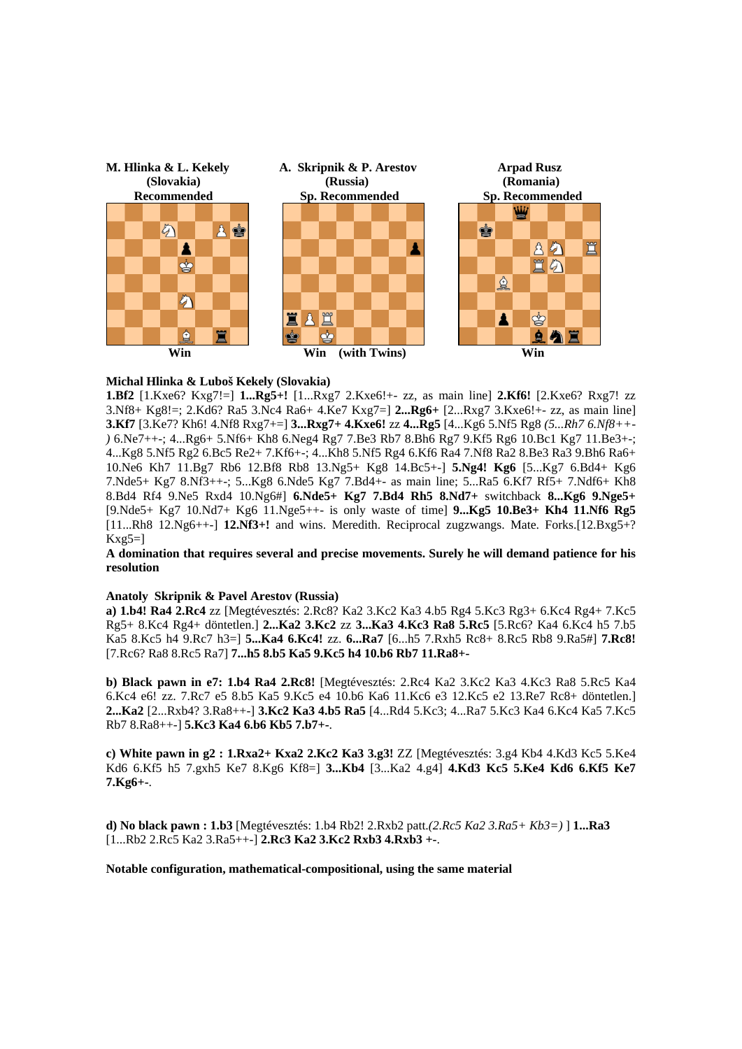**M. Hlinka & L. Kekely**
**(Slovakia)**
**Recommended**

**Win**

**A. Skripnik & P. Arestov**
**(Russia)**
**Sp. Recommended**

**Win (with Twins)**

**Arpad Rusz**
**(Romania)**
**Sp. Recommended**

**Win**

**Michal Hlinka & Luboš Kekely (Slovakia)**

**1.Bf2** [1.Kxe6? Kxg7!=] **1...Rg5+!** [1...Rxg7 2.Kxe6!+- zz, as main line] **2.Kf6!** [2.Kxe6? Rxg7! zz 3.Nf8+ Kg8!=; 2.Kd6? Ra5 3.Nc4 Ra6+ 4.Ke7 Kxg7=] **2...Rg6+** [2...Rxg7 3.Kxe6!+- zz, as main line] **3.Kf7** [3.Ke7? Kh6! 4.Nf8 Rxg7+=] **3...Rxg7+ 4.Kxe6!** zz **4...Rg5** [4...Kg6 5.Nf5 Rg8 *(5...Rh7 6.Nf8++-)* 6.Ne7++-; 4...Rg6+ 5.Nf6+ Kh8 6.Neg4 Rg7 7.Be3 Rb7 8.Bh6 Rg7 9.Kf5 Rg6 10.Bc1 Kg7 11.Be3+-; 4...Kg8 5.Nf5 Rg2 6.Bc5 Re2+ 7.Kf6+-; 4...Kh8 5.Nf5 Rg4 6.Kf6 Ra4 7.Nf8 Ra2 8.Be3 Ra3 9.Bh6 Ra6+ 10.Ne6 Kh7 11.Bg7 Rb6 12.Bf8 Rb8 13.Ng5+ Kg8 14.Bc5+-] **5.Ng4! Kg6** [5...Kg7 6.Bd4+ Kg6 7.Nde5+ Kg7 8.Nf3++-; 5...Kg8 6.Nde5 Kg7 7.Bd4+- as main line; 5...Ra5 6.Kf7 Rf5+ 7.Ndf6+ Kh8 8.Bd4 Rf4 9.Ne5 Rxd4 10.Ng6#] **6.Nde5+ Kg7 7.Bd4 Rh5 8.Nd7+** switchback **8...Kg6 9.Nge5+** [9.Nde5+ Kg7 10.Nd7+ Kg6 11.Nge5++- is only waste of time] **9...Kg5 10.Be3+ Kh4 11.Nf6 Rg5** [11...Rh8 12.Ng6++-] **12.Nf3+!** and wins. Meredith. Reciprocal zugzwangs. Mate. Forks.[12.Bxg5+? Kxg5=]

**A domination that requires several and precise movements. Surely he will demand patience for his resolution**

**Anatoly Skripnik & Pavel Arestov (Russia)**

**a) 1.b4! Ra4 2.Rc4** zz [Megtévesztés: 2.Rc8? Ka2 3.Kc2 Ka3 4.b5 Rg4 5.Kc3 Rg3+ 6.Kc4 Rg4+ 7.Kc5 Rg5+ 8.Kc4 Rg4+ döntetlen.] **2...Ka2 3.Kc2** zz **3...Ka3 4.Kc3 Ra8 5.Rc5** [5.Rc6? Ka4 6.Kc4 h5 7.b5 Ka5 8.Kc5 h4 9.Rc7 h3=] **5...Ka4 6.Kc4!** zz. **6...Ra7** [6...h5 7.Rxh5 Rc8+ 8.Rc5 Rb8 9.Ra5#] **7.Rc8!** [7.Rc6? Ra8 8.Rc5 Ra7] **7...h5 8.b5 Ka5 9.Kc5 h4 10.b6 Rb7 11.Ra8+-**

**b) Black pawn in e7: 1.b4 Ra4 2.Rc8!** [Megtévesztés: 2.Rc4 Ka2 3.Kc2 Ka3 4.Kc3 Ra8 5.Rc5 Ka4 6.Kc4 e6! zz. 7.Rc7 e5 8.b5 Ka5 9.Kc5 e4 10.b6 Ka6 11.Kc6 e3 12.Kc5 e2 13.Re7 Rc8+ döntetlen.] **2...Ka2** [2...Rxb4? 3.Ra8++-] **3.Kc2 Ka3 4.b5 Ra5** [4...Rd4 5.Kc3; 4...Ra7 5.Kc3 Ka4 6.Kc4 Ka5 7.Kc5 Rb7 8.Ra8++-] **5.Kc3 Ka4 6.b6 Kb5 7.b7+-**.

**c) White pawn in g2 : 1.Rxa2+ Kxa2 2.Kc2 Ka3 3.g3!** ZZ [Megtévesztés: 3.g4 Kb4 4.Kd3 Kc5 5.Ke4 Kd6 6.Kf5 h5 7.gxh5 Ke7 8.Kg6 Kf8=] **3...Kb4** [3...Ka2 4.g4] **4.Kd3 Kc5 5.Ke4 Kd6 6.Kf5 Ke7 7.Kg6+-**.

**d) No black pawn : 1.b3** [Megtévesztés: 1.b4 Rb2! 2.Rxb2 patt.*(2.Rc5 Ka2 3.Ra5+ Kb3=)* ] **1...Ra3** [1...Rb2 2.Rc5 Ka2 3.Ra5++-] **2.Rc3 Ka2 3.Kc2 Rxb3 4.Rxb3 +-**.

**Notable configuration, mathematical-compositional, using the same material**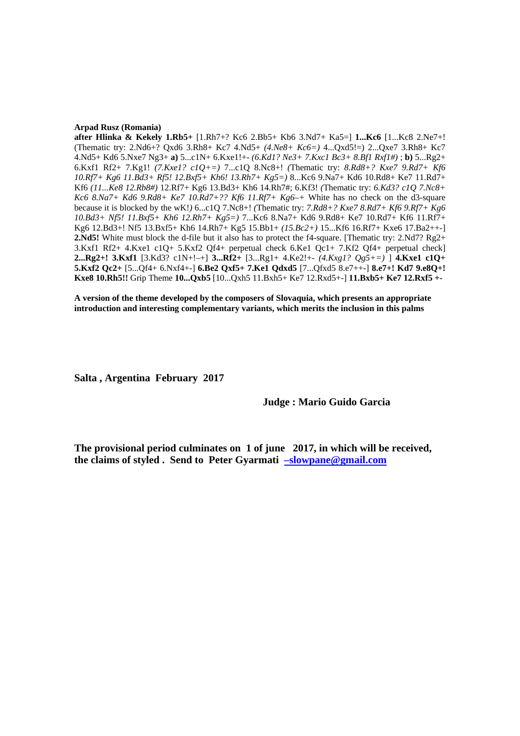**Arpad Rusz (Romania)**

**after Hlinka & Kekely 1.Rb5+** [1.Rh7+? Kc6 2.Bb5+ Kb6 3.Nd7+ Ka5=] **1...Kc6** [1...Kc8 2.Ne7+! (Thematic try: 2.Nd6+? Qxd6 3.Rh8+ Kc7 4.Nd5+ *(4.Ne8+ Kc6=)* 4...Qxd5!=) 2...Qxe7 3.Rh8+ Kc7 4.Nd5+ Kd6 5.Nxe7 Ng3+ **a)** 5...c1N+ 6.Kxe1!+- *(6.Kd1? Ne3+ 7.Kxc1 Bc3+ 8.Bf1 Rxf1#)* ; **b)** 5...Rg2+ 6.Kxf1 Rf2+ 7.Kg1! *(7.Kxe1? c1Q+=)* 7...c1Q 8.Nc8+! *(*Thematic try: *8.Rd8+? Kxe7 9.Rd7+ Kf6 10.Rf7+ Kg6 11.Bd3+ Rf5! 12.Bxf5+ Kh6! 13.Rh7+ Kg5=)* 8...Kc6 9.Na7+ Kd6 10.Rd8+ Ke7 11.Rd7+ Kf6 *(11...Ke8 12.Rb8#)* 12.Rf7+ Kg6 13.Bd3+ Kh6 14.Rh7#; 6.Kf3! *(*Thematic try: *6.Kd3? c1Q 7.Nc8+ Kc6 8.Na7+ Kd6 9.Rd8+ Ke7 10.Rd7+?? Kf6 11.Rf7+ Kg6–+* White has no check on the d3-square because it is blocked by the wK!*)* 6...c1Q 7.Nc8+! *(*Thematic try: *7.Rd8+? Kxe7 8.Rd7+ Kf6 9.Rf7+ Kg6 10.Bd3+ Nf5! 11.Bxf5+ Kh6 12.Rh7+ Kg5=)* 7...Kc6 8.Na7+ Kd6 9.Rd8+ Ke7 10.Rd7+ Kf6 11.Rf7+ Kg6 12.Bd3+! Nf5 13.Bxf5+ Kh6 14.Rh7+ Kg5 15.Bb1+ *(15.Bc2+)* 15...Kf6 16.Rf7+ Kxe6 17.Ba2++-] **2.Nd5!** White must block the d-file but it also has to protect the f4-square. [Thematic try: 2.Nd7? Rg2+ 3.Kxf1 Rf2+ 4.Kxe1 c1Q+ 5.Kxf2 Qf4+ perpetual check 6.Ke1 Qc1+ 7.Kf2 Qf4+ perpetual check] **2...Rg2+! 3.Kxf1** [3.Kd3? c1N+!–+] **3...Rf2+** [3...Rg1+ 4.Ke2!+- *(4.Kxg1? Qg5+=)* ] **4.Kxe1 c1Q+ 5.Kxf2 Qc2+** [5...Qf4+ 6.Nxf4+-] **6.Be2 Qxf5+ 7.Ke1 Qdxd5** [7...Qfxd5 8.e7++-] **8.e7+! Kd7 9.e8Q+! Kxe8 10.Rh5!!** Grip Theme **10...Qxb5** [10...Qxh5 11.Bxh5+ Ke7 12.Rxd5+-] **11.Bxb5+ Ke7 12.Rxf5 +-**

**A version of the theme developed by the composers of Slovaquia, which presents an appropriate introduction and interesting complementary variants, which merits the inclusion in this palms**

**Salta , Argentina February 2017**

**Judge : Mario Guido Garcia**

**The provisional period culminates on 1 of june 2017, in which will be received, the claims of styled . Send to Peter Gyarmati –slowpane@gmail.com**